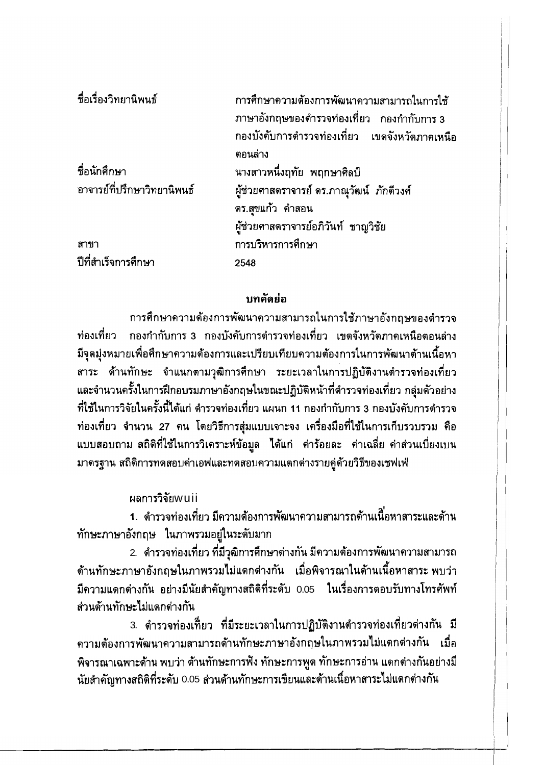| | |
|---|---|
| ชื่อเรื่องวิทยานิพนธ์ | การศึกษาความต้องการพัฒนาความสามารถในการใช้ภาษาอังกฤษของตำรวจท่องเที่ยว กองกำกับการ 3 กองบังคับการตำรวจท่องเที่ยว เขตจังหวัดภาคเหนือตอนล่าง |
| ชื่อนักศึกษา | นางสาวหนึ่งฤทัย พฤกษาศิลป์ |
| อาจารย์ที่ปรึกษาวิทยานิพนธ์ | ผู้ช่วยศาสตราจารย์ ดร.ภาณุวัฒน์ ภักดีวงศ์ |
| | ดร.สุขแก้ว คำสอน |
| | ผู้ช่วยศาสตราจารย์อภิวันท์ ชาญวิชัย |
| สาขา | การบริหารการศึกษา |
| ปีที่สำเร็จการศึกษา | 2548 |

## บทคัดย่อ

การศึกษาความต้องการพัฒนาความสามารถในการใช้ภาษาอังกฤษของตำรวจท่องเที่ยว กองกำกับการ 3 กองบังคับการตำรวจท่องเที่ยว เขตจังหวัดภาคเหนือตอนล่าง มีจุดมุ่งหมายเพื่อศึกษาความต้องการและเปรียบเทียบความต้องการในการพัฒนาด้านเนื้อหาสาระ ด้านทักษะ จำแนกตามวุฒิการศึกษา ระยะเวลาในการปฏิบัติงานตำรวจท่องเที่ยว และจำนวนครั้งในการฝึกอบรมภาษาอังกฤษในขณะปฏิบัติหน้าที่ตำรวจท่องเที่ยว กลุ่มตัวอย่างที่ใช้ในการวิจัยในครั้งนี้ได้แก่ ตำรวจท่องเที่ยว แผนก 11 กองกำกับการ 3 กองบังคับการตำรวจท่องเที่ยว จำนวน 27 คน โดยวิธีการสุ่มแบบเจาะจง เครื่องมือที่ใช้ในการเก็บรวบรวม คือ แบบสอบถาม สถิติที่ใช้ในการวิเคราะห์ข้อมูล ได้แก่ ค่าร้อยละ ค่าเฉลี่ย ค่าส่วนเบี่ยงเบนมาตรฐาน สถิติการทดสอบค่าเอฟและทดสอบความแตกต่างรายคู่ด้วยวิธีของเชฟเฟ่

ผลการวิจัยพบว่า

1. ตำรวจท่องเที่ยว มีความต้องการพัฒนาความสามารถด้านเนื้อหาสาระและด้านทักษะภาษาอังกฤษ ในภาพรวมอยู่ในระดับมาก

2. ตำรวจท่องเที่ยว ที่มีวุฒิการศึกษาต่างกัน มีความต้องการพัฒนาความสามารถด้านทักษะภาษาอังกฤษในภาพรวมไม่แตกต่างกัน เมื่อพิจารณาในด้านเนื้อหาสาระ พบว่ามีความแตกต่างกัน อย่างมีนัยสำคัญทางสถิติที่ระดับ 0.05 ในเรื่องการตอบรับทางโทรศัพท์ ส่วนด้านทักษะไม่แตกต่างกัน

3. ตำรวจท่องเที่ยว ที่มีระยะเวลาในการปฏิบัติงานตำรวจท่องเที่ยวต่างกัน มีความต้องการพัฒนาความสามารถด้านทักษะภาษาอังกฤษในภาพรวมไม่แตกต่างกัน เมื่อพิจารณาเฉพาะด้าน พบว่า ด้านทักษะการฟัง ทักษะการพูด ทักษะการอ่าน แตกต่างกันอย่างมีนัยสำคัญทางสถิติที่ระดับ 0.05 ส่วนด้านทักษะการเขียนและด้านเนื้อหาสาระไม่แตกต่างกัน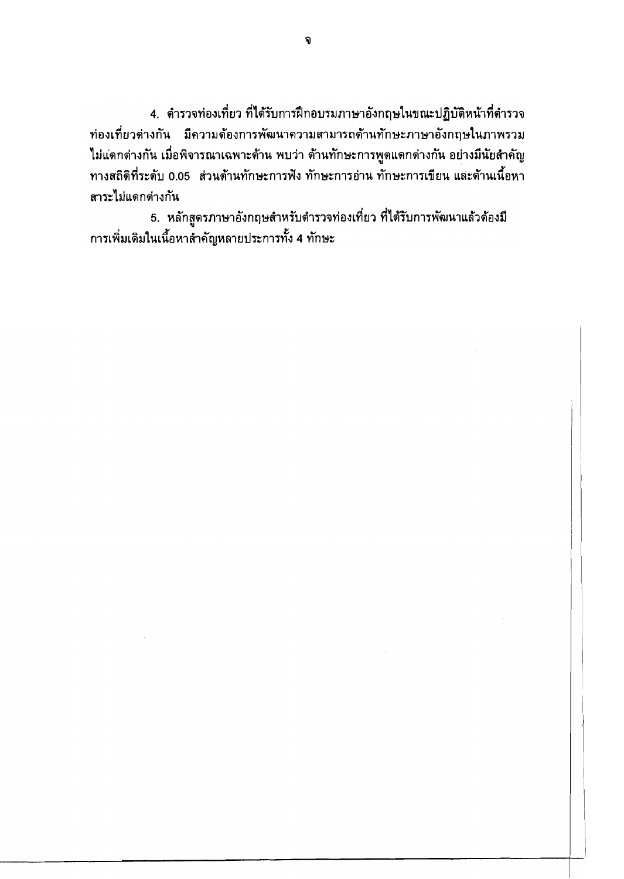4. ตำรวจท่องเที่ยว ที่ได้รับการฝึกอบรมภาษาอังกฤษในขณะปฏิบัติหน้าที่ตำรวจท่องเที่ยวต่างกัน มีความต้องการพัฒนาความสามารถด้านทักษะภาษาอังกฤษในภาพรวมไม่แตกต่างกัน เมื่อพิจารณาเฉพาะด้าน พบว่า ด้านทักษะการพูดแตกต่างกัน อย่างมีนัยสำคัญทางสถิติที่ระดับ 0.05 ส่วนด้านทักษะการฟัง ทักษะการอ่าน ทักษะการเขียน และด้านเนื้อหาสาระไม่แตกต่างกัน

5. หลักสูตรภาษาอังกฤษสำหรับตำรวจท่องเที่ยว ที่ได้รับการพัฒนาแล้วต้องมีการเพิ่มเติมในเนื้อหาสำคัญหลายประการทั้ง 4 ทักษะ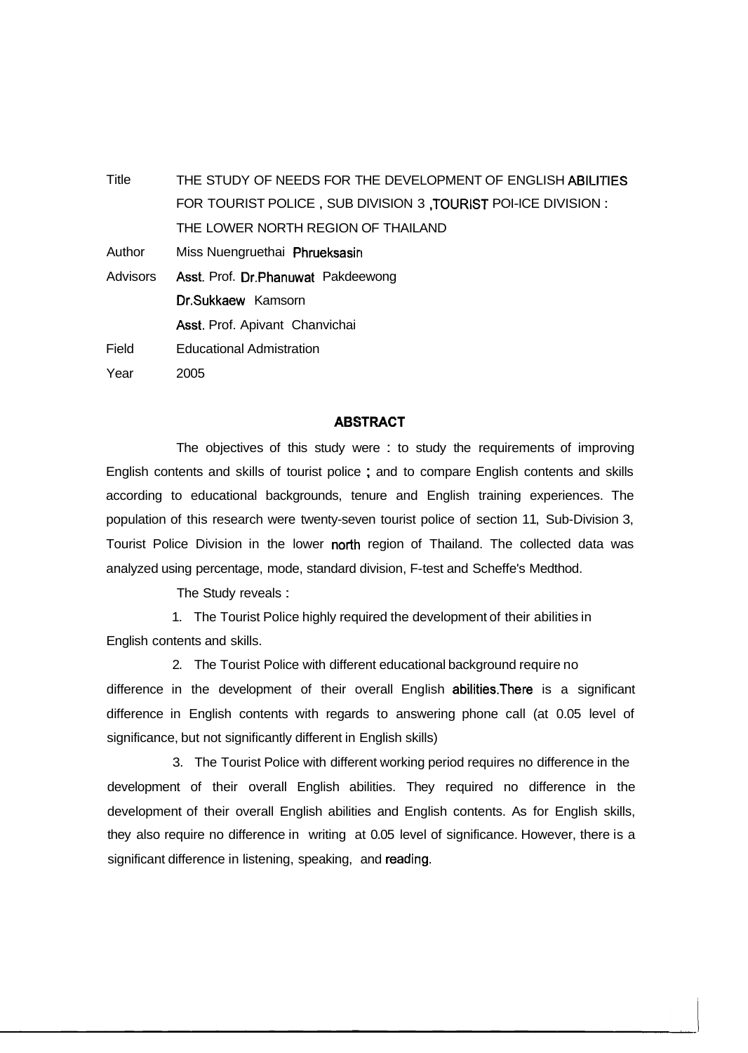| | |
|---|---|
| Title | THE STUDY OF NEEDS FOR THE DEVELOPMENT OF ENGLISH ABILITIES FOR TOURIST POLICE , SUB DIVISION 3 ,TOURIST POI-ICE DIVISION : THE LOWER NORTH REGION OF THAILAND |
| Author | Miss Nuengruethai Phrueksasin |
| Advisors | Asst. Prof. Dr.Phanuwat Pakdeewong |
| | Dr.Sukkaew Kamsorn |
| | Asst. Prof. Apivant Chanvichai |
| Field | Educational Admistration |
| Year | 2005 |

## ABSTRACT

The objectives of this study were : to study the requirements of improving English contents and skills of tourist police ; and to compare English contents and skills according to educational backgrounds, tenure and English training experiences. The population of this research were twenty-seven tourist police of section 11, Sub-Division 3, Tourist Police Division in the lower north region of Thailand. The collected data was analyzed using percentage, mode, standard division, F-test and Scheffe's Medthod.

The Study reveals :

1. The Tourist Police highly required the development of their abilities in English contents and skills.

2. The Tourist Police with different educational background require no difference in the development of their overall English abilities.There is a significant difference in English contents with regards to answering phone call (at 0.05 level of significance, but not significantly different in English skills)

3. The Tourist Police with different working period requires no difference in the development of their overall English abilities. They required no difference in the development of their overall English abilities and English contents. As for English skills, they also require no difference in writing at 0.05 level of significance. However, there is a significant difference in listening, speaking, and reading.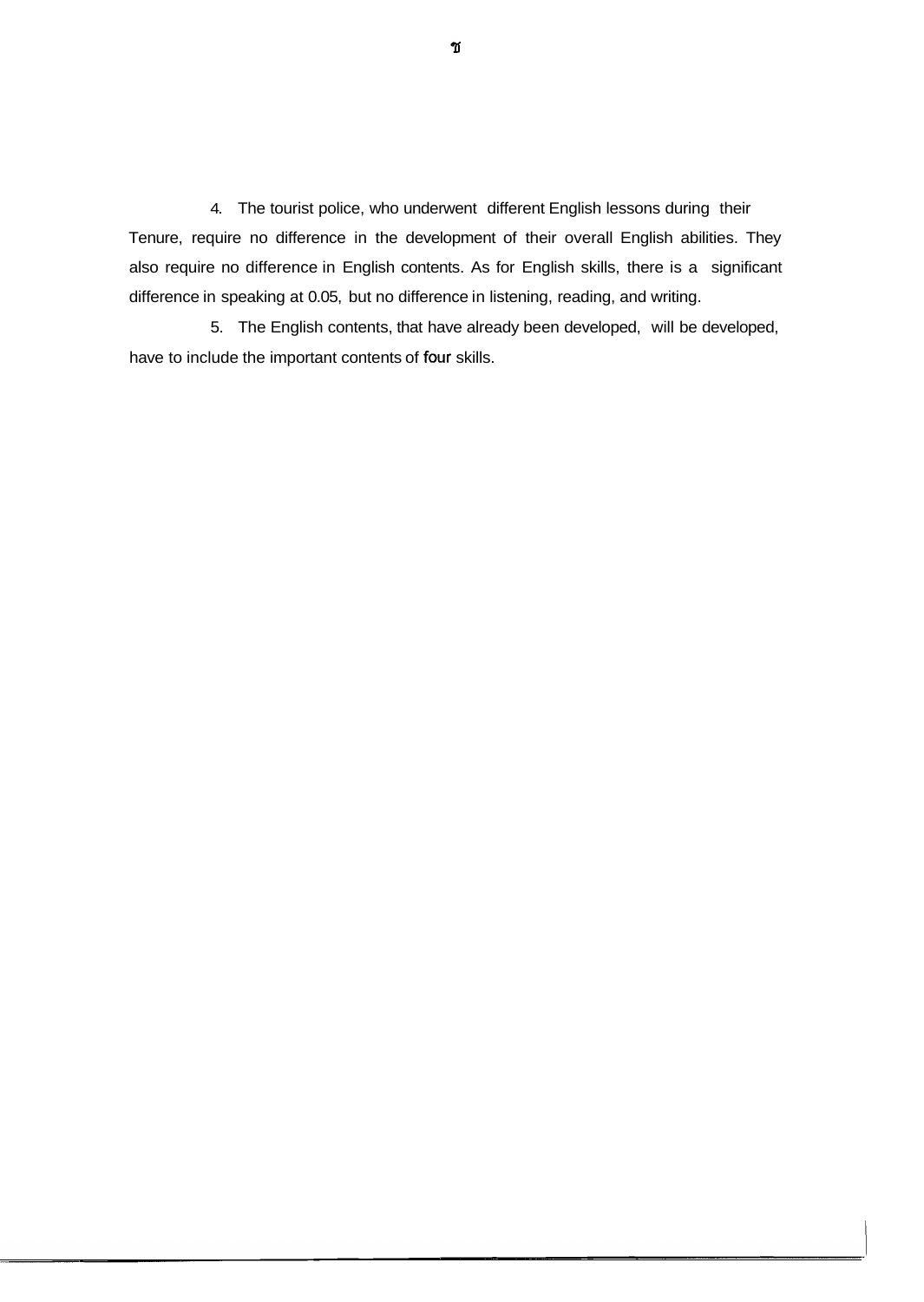4. The tourist police, who underwent different English lessons during their Tenure, require no difference in the development of their overall English abilities. They also require no difference in English contents. As for English skills, there is a significant difference in speaking at 0.05, but no difference in listening, reading, and writing.

5. The English contents, that have already been developed, will be developed, have to include the important contents of four skills.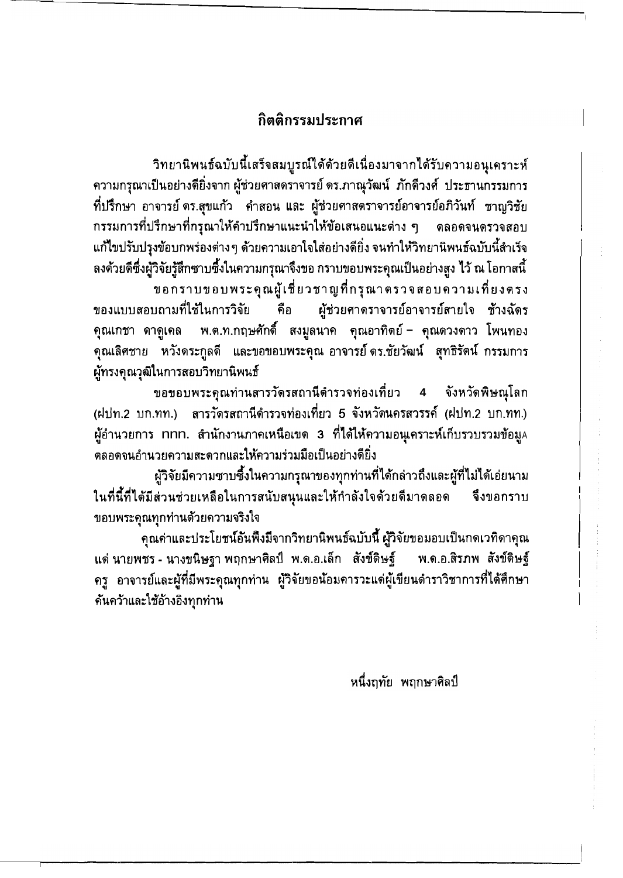## กิตติกรรมประกาศ

วิทยานิพนธ์ฉบับนี้เสร็จสมบูรณ์ได้ด้วยดีเนื่องมาจากได้รับความอนุเคราะห์ความกรุณาเป็นอย่างดียิ่งจาก ผู้ช่วยศาสตราจารย์ ดร.ภาณุวัฒน์ ภักดีวงศ์ ประธานกรรมการที่ปรึกษา อาจารย์ ดร.สุขแก้ว คำสอน และ ผู้ช่วยศาสตราจารย์อาจารย์อภิวันท์ ชาญวิชัย กรรมการที่ปรึกษาที่กรุณาให้คำปรึกษาแนะนำให้ข้อเสนอแนะต่าง ๆ ตลอดจนตรวจสอบแก้ไขปรับปรุงข้อบกพร่องต่างๆ ด้วยความเอาใจใส่อย่างดียิ่ง จนทำให้วิทยานิพนธ์ฉบับนี้สำเร็จลงด้วยดีซึ่งผู้วิจัยรู้สึกซาบซึ้งในความกรุณาจึงขอ กราบขอบพระคุณเป็นอย่างสูง ไว้ ณ โอกาสนี้

ขอกราบขอบพระคุณผู้เชี่ยวชาญที่กรุณาตรวจสอบความเที่ยงตรงของแบบสอบถามที่ใช้ในการวิจัย คือ ผู้ช่วยศาสตราจารย์อาจารย์สายใจ ช้างฉัตร คุณเกชา ดาดูเคล พ.ต.ท.กฤษศักดิ์ สงมูลนาค คุณอาทิตย์ – คุณดวงดาว โพนทอง คุณเลิศชาย หวังตระกูลดี และขอขอบพระคุณ อาจารย์ ดร.ชัยวัฒน์ สุทธิรัตน์ กรรมการผู้ทรงคุณวุฒิในการสอบวิทยานิพนธ์

ขอขอบพระคุณท่านสารวัตรสถานีตำรวจท่องเที่ยว 4 จังหวัดพิษณุโลก (ฝปท.2 บก.ทท.) สารวัตรสถานีตำรวจท่องเที่ยว 5 จังหวัดนครสวรรค์ (ฝปท.2 บก.ทท.) ผู้อำนวยการ ททท. สำนักงานภาคเหนือเขต 3 ที่ได้ให้ความอนุเคราะห์เก็บรวบรวมข้อมูล ตลอดจนอำนวยความสะดวกและให้ความร่วมมือเป็นอย่างดียิ่ง

ผู้วิจัยมีความซาบซึ้งในความกรุณาของทุกท่านที่ได้กล่าวถึงและผู้ที่ไม่ได้เอ่ยนามในที่นี้ที่ได้มีส่วนช่วยเหลือในการสนับสนุนและให้กำลังใจด้วยดีมาตลอด จึงขอกราบขอบพระคุณทุกท่านด้วยความจริงใจ

คุณค่าและประโยชน์อันพึงมีจากวิทยานิพนธ์ฉบับนี้ ผู้วิจัยขอมอบเป็นกตเวทิตาคุณแด่ นายพชร - นางขนิษฐา พฤกษาศิลป์ พ.ต.อ.เล็ก สังข์ดิษฐ์ พ.ต.อ.สิรภพ สังข์ดิษฐ์ ครู อาจารย์และผู้ที่มีพระคุณทุกท่าน ผู้วิจัยขอน้อมคารวะแด่ผู้เขียนตำราวิชาการที่ได้ศึกษาค้นคว้าและใช้อ้างอิงทุกท่าน

หนึ่งฤทัย พฤกษาศิลป์